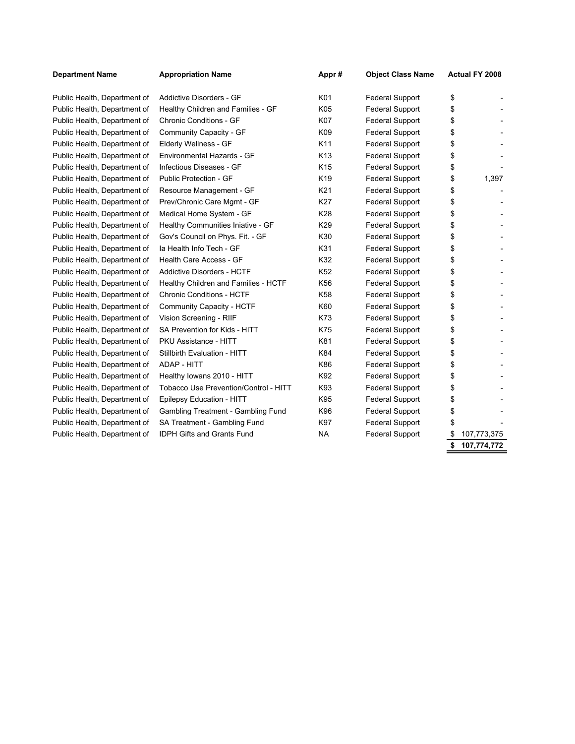| Department Name | Appropriation Name | Appr # | Object Class Name | Actual FY 2008 |
| --- | --- | --- | --- | --- |
| Public Health, Department of | Addictive Disorders - GF | K01 | Federal Support | $ - |
| Public Health, Department of | Healthy Children and Families - GF | K05 | Federal Support | $ - |
| Public Health, Department of | Chronic Conditions - GF | K07 | Federal Support | $ - |
| Public Health, Department of | Community Capacity - GF | K09 | Federal Support | $ - |
| Public Health, Department of | Elderly Wellness - GF | K11 | Federal Support | $ - |
| Public Health, Department of | Environmental Hazards - GF | K13 | Federal Support | $ - |
| Public Health, Department of | Infectious Diseases - GF | K15 | Federal Support | $ - |
| Public Health, Department of | Public Protection - GF | K19 | Federal Support | $ 1,397 |
| Public Health, Department of | Resource Management - GF | K21 | Federal Support | $ - |
| Public Health, Department of | Prev/Chronic Care Mgmt - GF | K27 | Federal Support | $ - |
| Public Health, Department of | Medical Home System - GF | K28 | Federal Support | $ - |
| Public Health, Department of | Healthy Communities Iniative - GF | K29 | Federal Support | $ - |
| Public Health, Department of | Gov's Council on Phys. Fit. - GF | K30 | Federal Support | $ - |
| Public Health, Department of | Ia Health Info Tech - GF | K31 | Federal Support | $ - |
| Public Health, Department of | Health Care Access - GF | K32 | Federal Support | $ - |
| Public Health, Department of | Addictive Disorders - HCTF | K52 | Federal Support | $ - |
| Public Health, Department of | Healthy Children and Families - HCTF | K56 | Federal Support | $ - |
| Public Health, Department of | Chronic Conditions - HCTF | K58 | Federal Support | $ - |
| Public Health, Department of | Community Capacity - HCTF | K60 | Federal Support | $ - |
| Public Health, Department of | Vision Screening - RIIF | K73 | Federal Support | $ - |
| Public Health, Department of | SA Prevention for Kids - HITT | K75 | Federal Support | $ - |
| Public Health, Department of | PKU Assistance - HITT | K81 | Federal Support | $ - |
| Public Health, Department of | Stillbirth Evaluation - HITT | K84 | Federal Support | $ - |
| Public Health, Department of | ADAP - HITT | K86 | Federal Support | $ - |
| Public Health, Department of | Healthy Iowans 2010 - HITT | K92 | Federal Support | $ - |
| Public Health, Department of | Tobacco Use Prevention/Control - HITT | K93 | Federal Support | $ - |
| Public Health, Department of | Epilepsy Education - HITT | K95 | Federal Support | $ - |
| Public Health, Department of | Gambling Treatment - Gambling Fund | K96 | Federal Support | $ - |
| Public Health, Department of | SA Treatment - Gambling Fund | K97 | Federal Support | $ - |
| Public Health, Department of | IDPH Gifts and Grants Fund | NA | Federal Support | $ 107,773,375 |
| | | | | **$ 107,774,772** |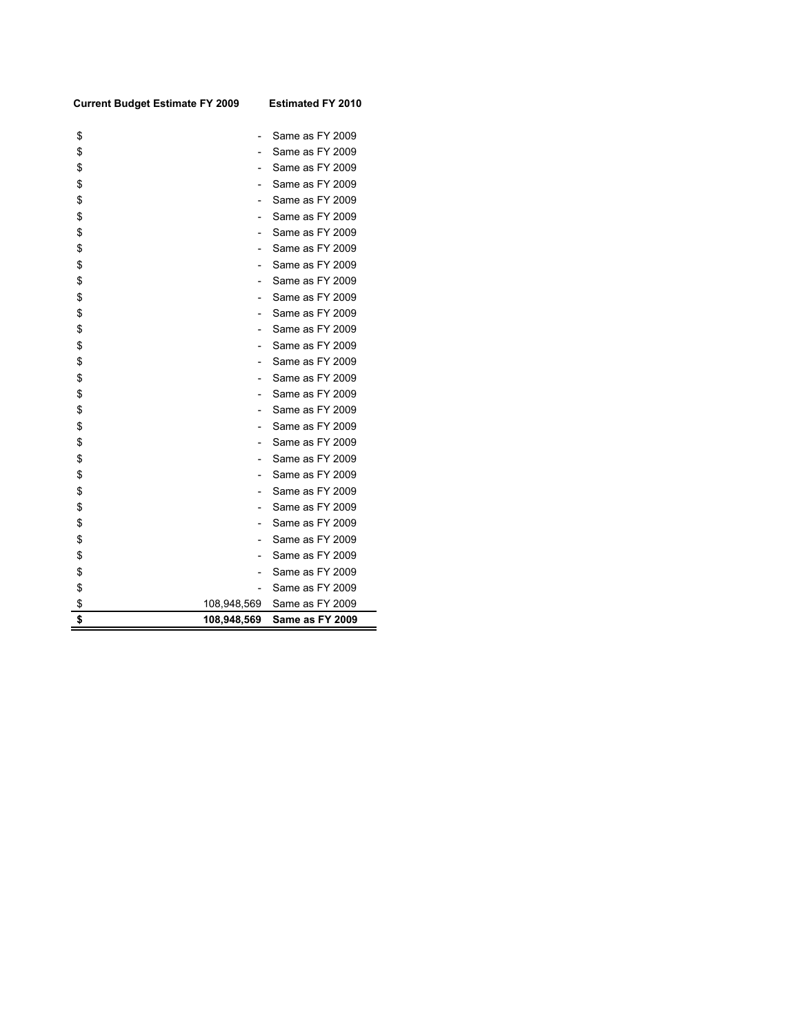| Current Budget Estimate FY 2009 | Estimated FY 2010 |
|---|---|
| $ - | Same as FY 2009 |
| $ - | Same as FY 2009 |
| $ - | Same as FY 2009 |
| $ - | Same as FY 2009 |
| $ - | Same as FY 2009 |
| $ - | Same as FY 2009 |
| $ - | Same as FY 2009 |
| $ - | Same as FY 2009 |
| $ - | Same as FY 2009 |
| $ - | Same as FY 2009 |
| $ - | Same as FY 2009 |
| $ - | Same as FY 2009 |
| $ - | Same as FY 2009 |
| $ - | Same as FY 2009 |
| $ - | Same as FY 2009 |
| $ - | Same as FY 2009 |
| $ - | Same as FY 2009 |
| $ - | Same as FY 2009 |
| $ - | Same as FY 2009 |
| $ - | Same as FY 2009 |
| $ - | Same as FY 2009 |
| $ - | Same as FY 2009 |
| $ - | Same as FY 2009 |
| $ - | Same as FY 2009 |
| $ - | Same as FY 2009 |
| $ - | Same as FY 2009 |
| $ - | Same as FY 2009 |
| $ - | Same as FY 2009 |
| $ - | Same as FY 2009 |
| $ 108,948,569 | Same as FY 2009 |
| **$ 108,948,569** | **Same as FY 2009** |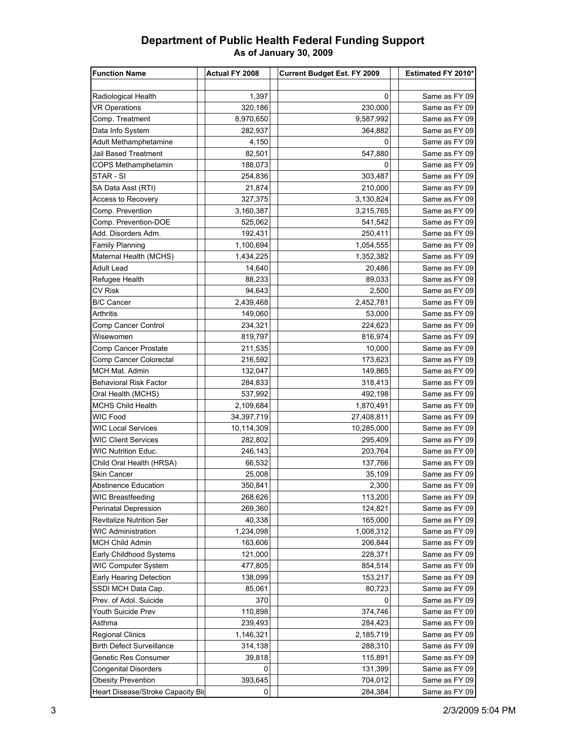# Department of Public Health Federal Funding Support

**As of January 30, 2009**

| Function Name | Actual FY 2008 | Current Budget Est. FY 2009 | Estimated FY 2010* |
|---|---|---|---|
| Radiological Health | 1,397 | 0 | Same as FY 09 |
| VR Operations | 320,186 | 230,000 | Same as FY 09 |
| Comp. Treatment | 8,970,650 | 9,587,992 | Same as FY 09 |
| Data Info System | 282,937 | 364,882 | Same as FY 09 |
| Adult Methamphetamine | 4,150 | 0 | Same as FY 09 |
| Jail Based Treatment | 82,501 | 547,880 | Same as FY 09 |
| COPS Methamphetamin | 188,073 | 0 | Same as FY 09 |
| STAR - SI | 254,836 | 303,487 | Same as FY 09 |
| SA Data Asst (RTI) | 21,874 | 210,000 | Same as FY 09 |
| Access to Recovery | 327,375 | 3,130,824 | Same as FY 09 |
| Comp. Prevention | 3,160,387 | 3,215,765 | Same as FY 09 |
| Comp. Prevention-DOE | 525,062 | 541,542 | Same as FY 09 |
| Add. Disorders Adm. | 192,431 | 250,411 | Same as FY 09 |
| Family Planning | 1,100,694 | 1,054,555 | Same as FY 09 |
| Maternal Health (MCHS) | 1,434,225 | 1,352,382 | Same as FY 09 |
| Adult Lead | 14,640 | 20,486 | Same as FY 09 |
| Refugee Health | 88,233 | 89,033 | Same as FY 09 |
| CV Risk | 94,643 | 2,500 | Same as FY 09 |
| B/C Cancer | 2,439,468 | 2,452,781 | Same as FY 09 |
| Arthritis | 149,060 | 53,000 | Same as FY 09 |
| Comp Cancer Control | 234,321 | 224,623 | Same as FY 09 |
| Wisewomen | 819,797 | 816,974 | Same as FY 09 |
| Comp Cancer Prostate | 211,535 | 10,000 | Same as FY 09 |
| Comp Cancer Colorectal | 216,592 | 173,623 | Same as FY 09 |
| MCH Mat. Admin | 132,047 | 149,865 | Same as FY 09 |
| Behavioral Risk Factor | 284,833 | 318,413 | Same as FY 09 |
| Oral Health (MCHS) | 537,992 | 492,198 | Same as FY 09 |
| MCHS Child Health | 2,109,684 | 1,870,491 | Same as FY 09 |
| WIC Food | 34,397,719 | 27,408,811 | Same as FY 09 |
| WIC Local Services | 10,114,309 | 10,285,000 | Same as FY 09 |
| WIC Client Services | 282,802 | 295,409 | Same as FY 09 |
| WIC Nutrition Educ. | 246,143 | 203,764 | Same as FY 09 |
| Child Oral Health (HRSA) | 66,532 | 137,766 | Same as FY 09 |
| Skin Cancer | 25,008 | 35,109 | Same as FY 09 |
| Abstinence Education | 350,841 | 2,300 | Same as FY 09 |
| WIC Breastfeeding | 268,626 | 113,200 | Same as FY 09 |
| Perinatal Depression | 269,360 | 124,821 | Same as FY 09 |
| Revitalize Nutrition Ser | 40,338 | 165,000 | Same as FY 09 |
| WIC Administration | 1,234,098 | 1,008,312 | Same as FY 09 |
| MCH Child Admin | 163,606 | 206,844 | Same as FY 09 |
| Early Childhood Systems | 121,000 | 228,371 | Same as FY 09 |
| WIC Computer System | 477,805 | 854,514 | Same as FY 09 |
| Early Hearing Detection | 138,099 | 153,217 | Same as FY 09 |
| SSDI MCH Data Cap. | 85,061 | 80,723 | Same as FY 09 |
| Prev. of Adol. Suicide | 370 | 0 | Same as FY 09 |
| Youth Suicide Prev | 110,898 | 374,746 | Same as FY 09 |
| Asthma | 239,493 | 284,423 | Same as FY 09 |
| Regional Clinics | 1,146,321 | 2,185,719 | Same as FY 09 |
| Birth Defect Surveillance | 314,138 | 288,310 | Same as FY 09 |
| Genetic Res Consumer | 39,818 | 115,891 | Same as FY 09 |
| Congenital Disorders | 0 | 131,399 | Same as FY 09 |
| Obesity Prevention | 393,645 | 704,012 | Same as FY 09 |
| Heart Disease/Stroke Capacity Bl | 0 | 284,384 | Same as FY 09 |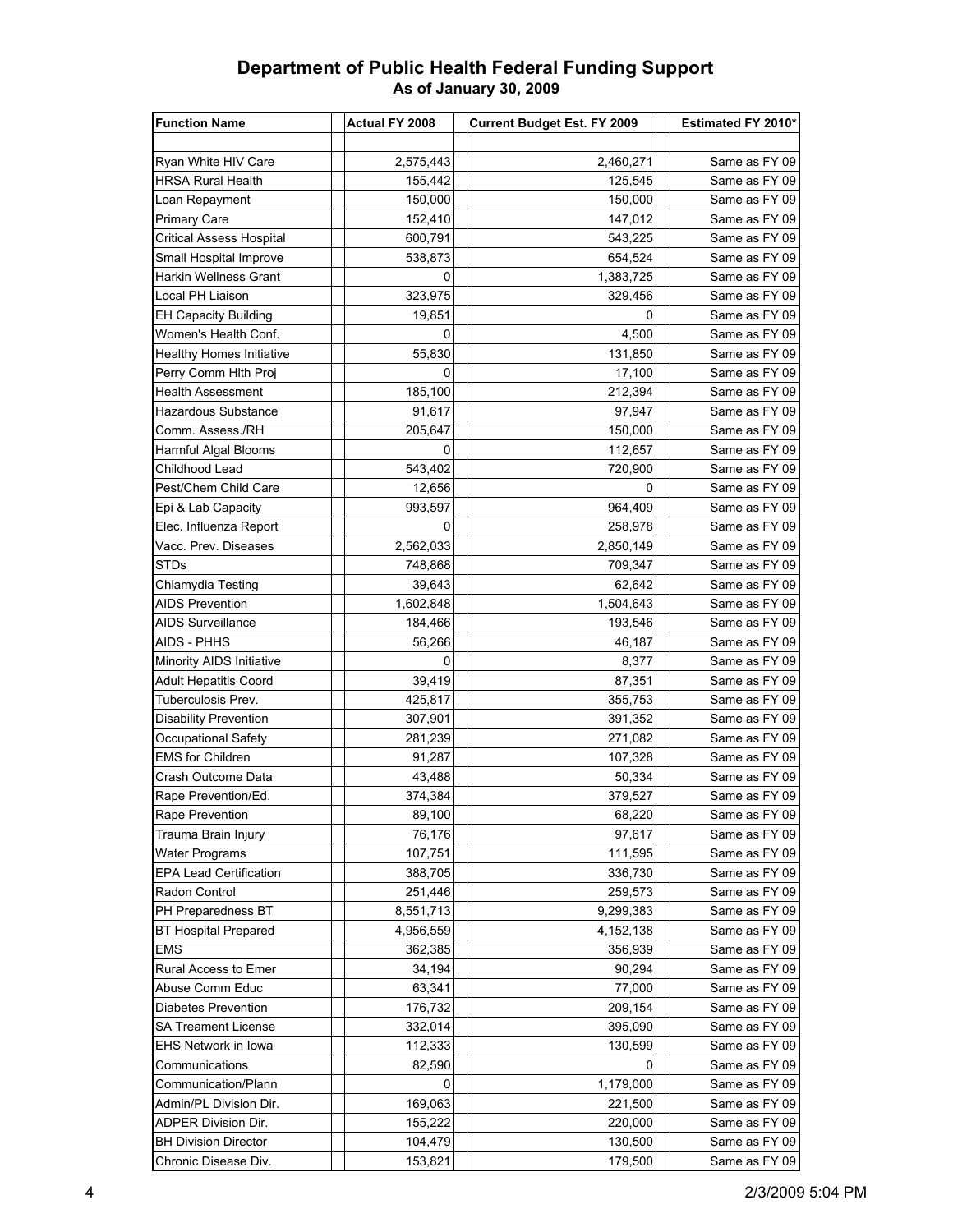## Department of Public Health Federal Funding Support
### As of January 30, 2009

| Function Name | Actual FY 2008 | Current Budget Est. FY 2009 | Estimated FY 2010* |
|---|---|---|---|
| Ryan White HIV Care | 2,575,443 | 2,460,271 | Same as FY 09 |
| HRSA Rural Health | 155,442 | 125,545 | Same as FY 09 |
| Loan Repayment | 150,000 | 150,000 | Same as FY 09 |
| Primary Care | 152,410 | 147,012 | Same as FY 09 |
| Critical Assess Hospital | 600,791 | 543,225 | Same as FY 09 |
| Small Hospital Improve | 538,873 | 654,524 | Same as FY 09 |
| Harkin Wellness Grant | 0 | 1,383,725 | Same as FY 09 |
| Local PH Liaison | 323,975 | 329,456 | Same as FY 09 |
| EH Capacity Building | 19,851 | 0 | Same as FY 09 |
| Women's Health Conf. | 0 | 4,500 | Same as FY 09 |
| Healthy Homes Initiative | 55,830 | 131,850 | Same as FY 09 |
| Perry Comm Hlth Proj | 0 | 17,100 | Same as FY 09 |
| Health Assessment | 185,100 | 212,394 | Same as FY 09 |
| Hazardous Substance | 91,617 | 97,947 | Same as FY 09 |
| Comm. Assess./RH | 205,647 | 150,000 | Same as FY 09 |
| Harmful Algal Blooms | 0 | 112,657 | Same as FY 09 |
| Childhood Lead | 543,402 | 720,900 | Same as FY 09 |
| Pest/Chem Child Care | 12,656 | 0 | Same as FY 09 |
| Epi & Lab Capacity | 993,597 | 964,409 | Same as FY 09 |
| Elec. Influenza Report | 0 | 258,978 | Same as FY 09 |
| Vacc. Prev. Diseases | 2,562,033 | 2,850,149 | Same as FY 09 |
| STDs | 748,868 | 709,347 | Same as FY 09 |
| Chlamydia Testing | 39,643 | 62,642 | Same as FY 09 |
| AIDS Prevention | 1,602,848 | 1,504,643 | Same as FY 09 |
| AIDS Surveillance | 184,466 | 193,546 | Same as FY 09 |
| AIDS - PHHS | 56,266 | 46,187 | Same as FY 09 |
| Minority AIDS Initiative | 0 | 8,377 | Same as FY 09 |
| Adult Hepatitis Coord | 39,419 | 87,351 | Same as FY 09 |
| Tuberculosis Prev. | 425,817 | 355,753 | Same as FY 09 |
| Disability Prevention | 307,901 | 391,352 | Same as FY 09 |
| Occupational Safety | 281,239 | 271,082 | Same as FY 09 |
| EMS for Children | 91,287 | 107,328 | Same as FY 09 |
| Crash Outcome Data | 43,488 | 50,334 | Same as FY 09 |
| Rape Prevention/Ed. | 374,384 | 379,527 | Same as FY 09 |
| Rape Prevention | 89,100 | 68,220 | Same as FY 09 |
| Trauma Brain Injury | 76,176 | 97,617 | Same as FY 09 |
| Water Programs | 107,751 | 111,595 | Same as FY 09 |
| EPA Lead Certification | 388,705 | 336,730 | Same as FY 09 |
| Radon Control | 251,446 | 259,573 | Same as FY 09 |
| PH Preparedness BT | 8,551,713 | 9,299,383 | Same as FY 09 |
| BT Hospital Prepared | 4,956,559 | 4,152,138 | Same as FY 09 |
| EMS | 362,385 | 356,939 | Same as FY 09 |
| Rural Access to Emer | 34,194 | 90,294 | Same as FY 09 |
| Abuse Comm Educ | 63,341 | 77,000 | Same as FY 09 |
| Diabetes Prevention | 176,732 | 209,154 | Same as FY 09 |
| SA Treament License | 332,014 | 395,090 | Same as FY 09 |
| EHS Network in Iowa | 112,333 | 130,599 | Same as FY 09 |
| Communications | 82,590 | 0 | Same as FY 09 |
| Communication/Plann | 0 | 1,179,000 | Same as FY 09 |
| Admin/PL Division Dir. | 169,063 | 221,500 | Same as FY 09 |
| ADPER Division Dir. | 155,222 | 220,000 | Same as FY 09 |
| BH Division Director | 104,479 | 130,500 | Same as FY 09 |
| Chronic Disease Div. | 153,821 | 179,500 | Same as FY 09 |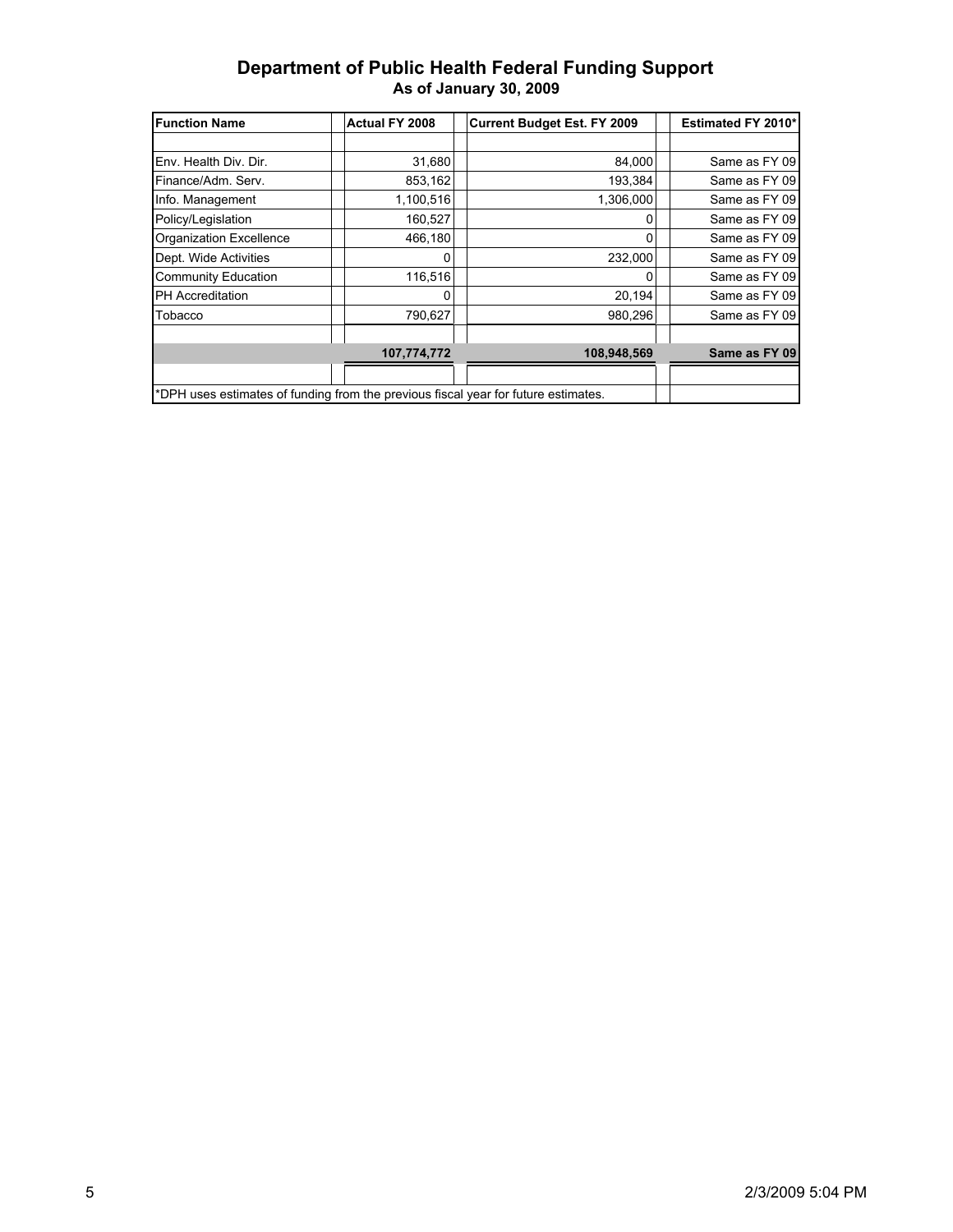## Department of Public Health Federal Funding Support
### As of January 30, 2009

| Function Name | Actual FY 2008 | Current Budget Est. FY 2009 | Estimated FY 2010* |
|---|---|---|---|
| Env. Health Div. Dir. | 31,680 | 84,000 | Same as FY 09 |
| Finance/Adm. Serv. | 853,162 | 193,384 | Same as FY 09 |
| Info. Management | 1,100,516 | 1,306,000 | Same as FY 09 |
| Policy/Legislation | 160,527 | 0 | Same as FY 09 |
| Organization Excellence | 466,180 | 0 | Same as FY 09 |
| Dept. Wide Activities | 0 | 232,000 | Same as FY 09 |
| Community Education | 116,516 | 0 | Same as FY 09 |
| PH Accreditation | 0 | 20,194 | Same as FY 09 |
| Tobacco | 790,627 | 980,296 | Same as FY 09 |
| | **107,774,772** | **108,948,569** | **Same as FY 09** |

*DPH uses estimates of funding from the previous fiscal year for future estimates.

2/3/2009 5:04 PM